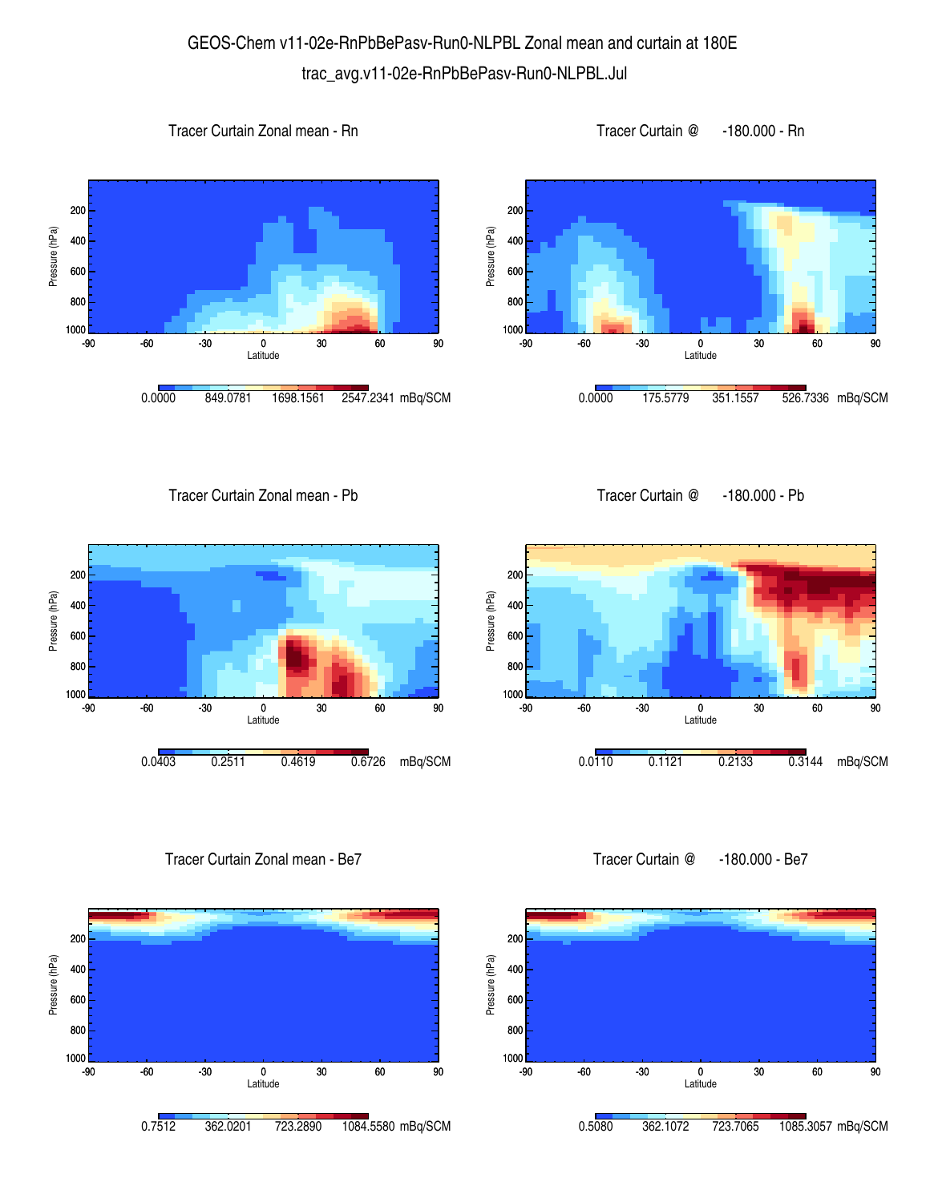# GEOS-Chem v11-02e-RnPbBePasv-Run0-NLPBL Zonal mean and curtain at 180E

trac_avg.v11-02e-RnPbBePasv-Run0-NLPBL.Jul

### Tracer Curtain Zonal mean - Rn

Pressure (hPa): 200, 400, 600, 800, 1000

Latitude: -90, -60, -30, 0, 30, 60, 90

0.0000 849.0781 1698.1561 2547.2341 mBq/SCM

### Tracer Curtain @ -180.000 - Rn

Pressure (hPa): 200, 400, 600, 800, 1000

Latitude: -90, -60, -30, 0, 30, 60, 90

0.0000 175.5779 351.1557 526.7336 mBq/SCM

### Tracer Curtain Zonal mean - Pb

Pressure (hPa): 200, 400, 600, 800, 1000

Latitude: -90, -60, -30, 0, 30, 60, 90

0.0403 0.2511 0.4619 0.6726 mBq/SCM

### Tracer Curtain @ -180.000 - Pb

Pressure (hPa): 200, 400, 600, 800, 1000

Latitude: -90, -60, -30, 0, 30, 60, 90

0.0110 0.1121 0.2133 0.3144 mBq/SCM

### Tracer Curtain Zonal mean - Be7

Pressure (hPa): 200, 400, 600, 800, 1000

Latitude: -90, -60, -30, 0, 30, 60, 90

0.7512 362.0201 723.2890 1084.5580 mBq/SCM

### Tracer Curtain @ -180.000 - Be7

Pressure (hPa): 200, 400, 600, 800, 1000

Latitude: -90, -60, -30, 0, 30, 60, 90

0.5080 362.1072 723.7065 1085.3057 mBq/SCM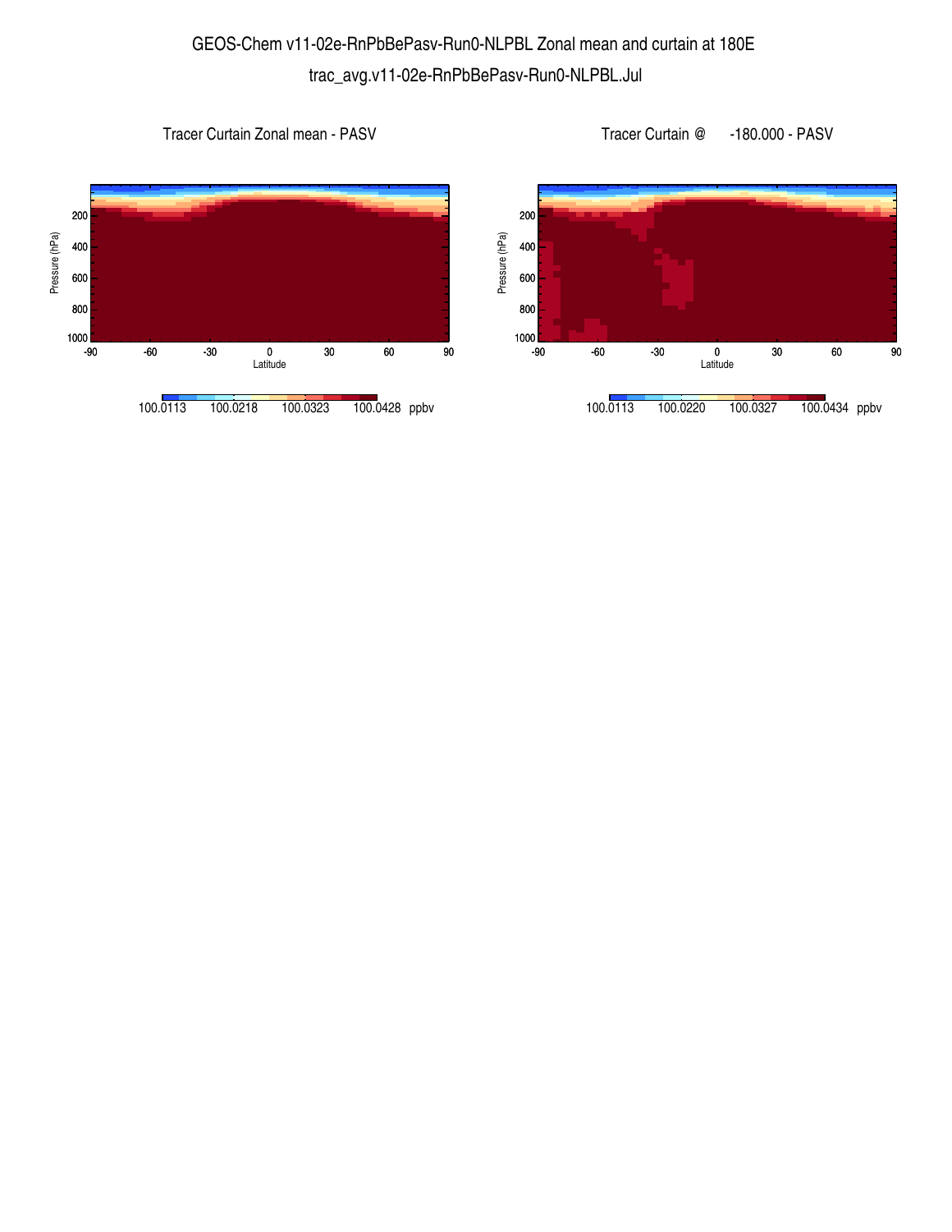GEOS-Chem v11-02e-RnPbBePasv-Run0-NLPBL Zonal mean and curtain at 180E

trac_avg.v11-02e-RnPbBePasv-Run0-NLPBL.Jul

Tracer Curtain Zonal mean - PASV

Pressure (hPa)

200
400
600
800
1000

-90 -60 -30 0 30 60 90

Latitude

100.0113 100.0218 100.0323 100.0428 ppbv

Tracer Curtain @ -180.000 - PASV

Pressure (hPa)

200
400
600
800
1000

-90 -60 -30 0 30 60 90

Latitude

100.0113 100.0220 100.0327 100.0434 ppbv